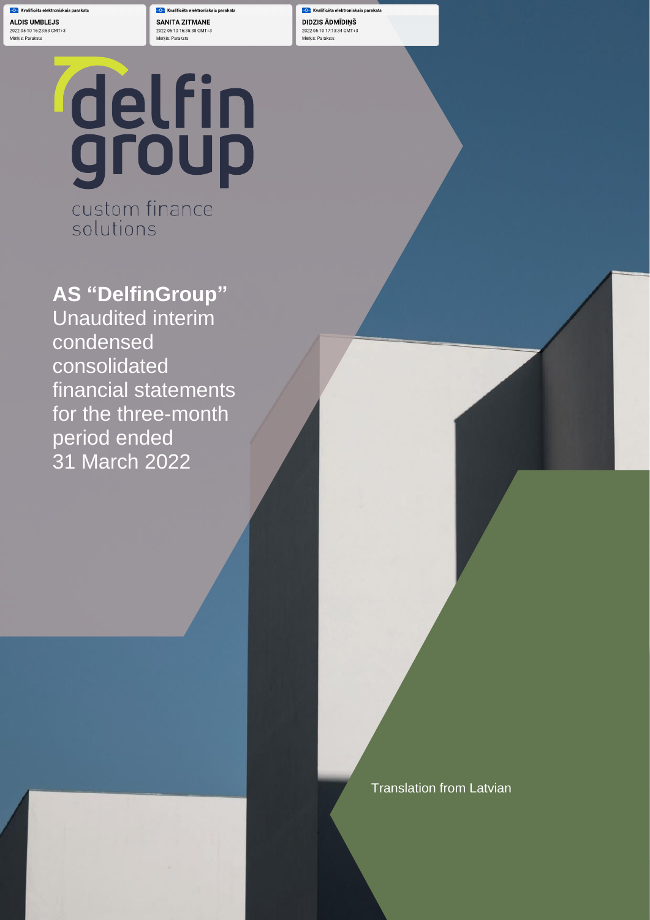Kvalificēts elektroniskais paraksts
**ALDIS UMBLEJS**
2022-05-10 16:23:53 GMT+3
Mērķis: Paraksts

Kvalificēts elektroniskais paraksts
**SANITA ZITMANE**
2022-05-10 16:35:38 GMT+3
Mērķis: Paraksts

Kvalificēts elektroniskais paraksts
**DIDZIS ĀDMĪDIŅŠ**
2022-05-10 17:13:34 GMT+3
Mērķis: Paraksts

delfin group

custom finance solutions

# AS "DelfinGroup"

Unaudited interim condensed consolidated financial statements for the three-month period ended 31 March 2022

Translation from Latvian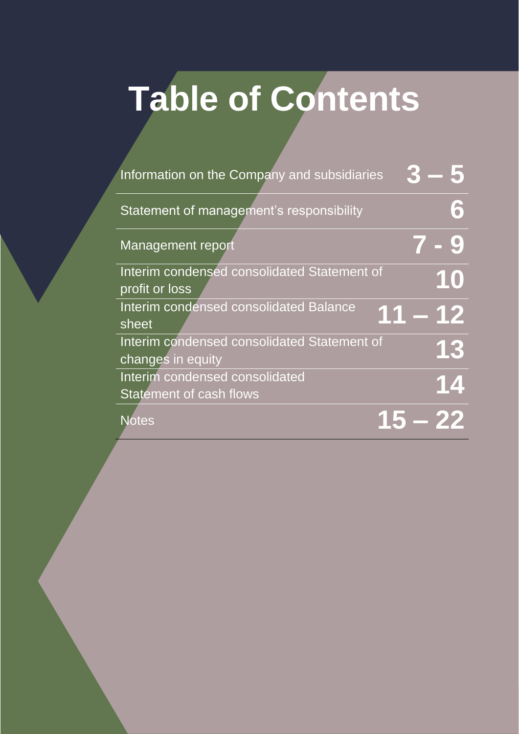# Table of Contents

| | |
|---|---|
| Information on the Company and subsidiaries | 3 – 5 |
| Statement of management's responsibility | 6 |
| Management report | 7 - 9 |
| Interim condensed consolidated Statement of profit or loss | 10 |
| Interim condensed consolidated Balance sheet | 11 – 12 |
| Interim condensed consolidated Statement of changes in equity | 13 |
| Interim condensed consolidated Statement of cash flows | 14 |
| Notes | 15 – 22 |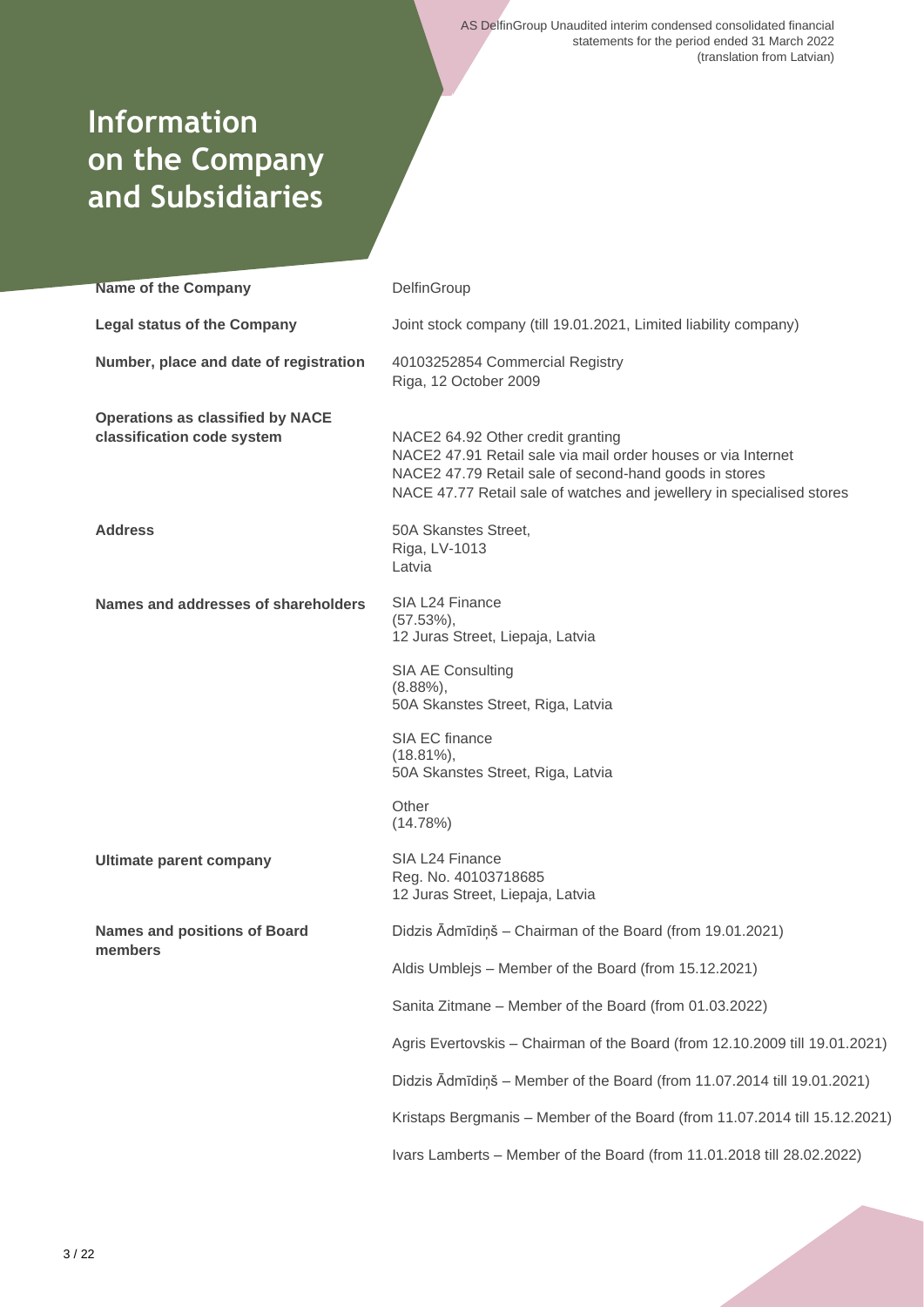# Information on the Company and Subsidiaries

| | |
|---|---|
| **Name of the Company** | DelfinGroup |
| **Legal status of the Company** | Joint stock company (till 19.01.2021, Limited liability company) |
| **Number, place and date of registration** | 40103252854 Commercial Registry<br>Riga, 12 October 2009 |
| **Operations as classified by NACE classification code system** | NACE2 64.92 Other credit granting<br>NACE2 47.91 Retail sale via mail order houses or via Internet<br>NACE2 47.79 Retail sale of second-hand goods in stores<br>NACE 47.77 Retail sale of watches and jewellery in specialised stores |
| **Address** | 50A Skanstes Street,<br>Riga, LV-1013<br>Latvia |
| **Names and addresses of shareholders** | SIA L24 Finance<br>(57.53%),<br>12 Juras Street, Liepaja, Latvia<br><br>SIA AE Consulting<br>(8.88%),<br>50A Skanstes Street, Riga, Latvia<br><br>SIA EC finance<br>(18.81%),<br>50A Skanstes Street, Riga, Latvia<br><br>Other<br>(14.78%) |
| **Ultimate parent company** | SIA L24 Finance<br>Reg. No. 40103718685<br>12 Juras Street, Liepaja, Latvia |
| **Names and positions of Board members** | Didzis Ādmīdiņš – Chairman of the Board (from 19.01.2021)<br><br>Aldis Umblejs – Member of the Board (from 15.12.2021)<br><br>Sanita Zitmane – Member of the Board (from 01.03.2022)<br><br>Agris Evertovskis – Chairman of the Board (from 12.10.2009 till 19.01.2021)<br><br>Didzis Ādmīdiņš – Member of the Board (from 11.07.2014 till 19.01.2021)<br><br>Kristaps Bergmanis – Member of the Board (from 11.07.2014 till 15.12.2021)<br><br>Ivars Lamberts – Member of the Board (from 11.01.2018 till 28.02.2022) |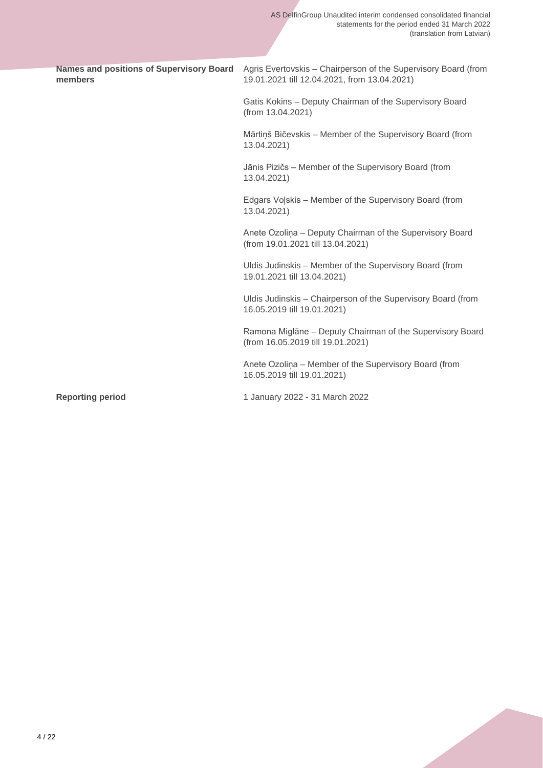| | |
|---|---|
| **Names and positions of Supervisory Board members** | Agris Evertovskis – Chairperson of the Supervisory Board (from 19.01.2021 till 12.04.2021, from 13.04.2021) |
| | Gatis Kokins – Deputy Chairman of the Supervisory Board (from 13.04.2021) |
| | Mārtiņš Bičevskis – Member of the Supervisory Board (from 13.04.2021) |
| | Jānis Pizičs – Member of the Supervisory Board (from 13.04.2021) |
| | Edgars Voļskis – Member of the Supervisory Board (from 13.04.2021) |
| | Anete Ozoliņa – Deputy Chairman of the Supervisory Board (from 19.01.2021 till 13.04.2021) |
| | Uldis Judinskis – Member of the Supervisory Board (from 19.01.2021 till 13.04.2021) |
| | Uldis Judinskis – Chairperson of the Supervisory Board (from 16.05.2019 till 19.01.2021) |
| | Ramona Miglāne – Deputy Chairman of the Supervisory Board (from 16.05.2019 till 19.01.2021) |
| | Anete Ozoliņa – Member of the Supervisory Board (from 16.05.2019 till 19.01.2021) |
| **Reporting period** | 1 January 2022 - 31 March 2022 |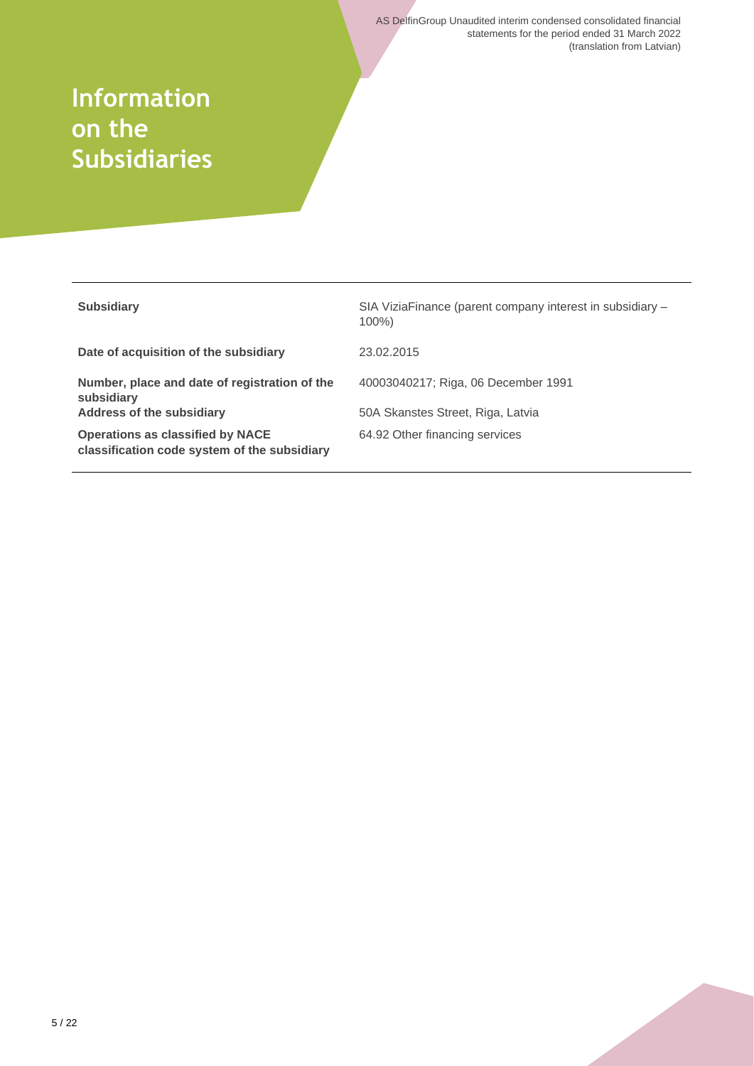# Information on the Subsidiaries

| | |
|---|---|
| **Subsidiary** | SIA ViziaFinance (parent company interest in subsidiary – 100%) |
| **Date of acquisition of the subsidiary** | 23.02.2015 |
| **Number, place and date of registration of the subsidiary** | 40003040217; Riga, 06 December 1991 |
| **Address of the subsidiary** | 50A Skanstes Street, Riga, Latvia |
| **Operations as classified by NACE classification code system of the subsidiary** | 64.92 Other financing services |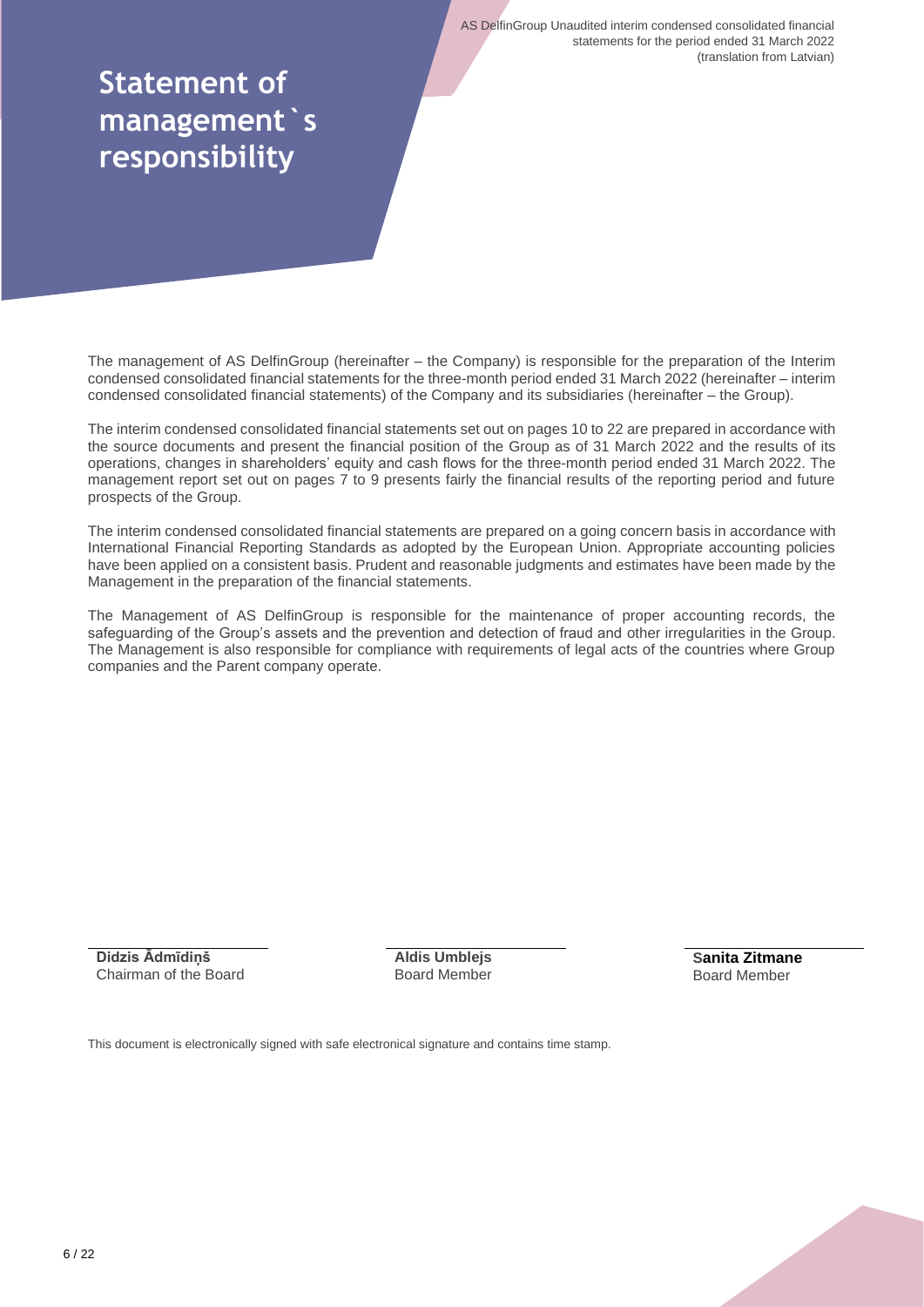# Statement of management`s responsibility

The management of AS DelfinGroup (hereinafter – the Company) is responsible for the preparation of the Interim condensed consolidated financial statements for the three-month period ended 31 March 2022 (hereinafter – interim condensed consolidated financial statements) of the Company and its subsidiaries (hereinafter – the Group).

The interim condensed consolidated financial statements set out on pages 10 to 22 are prepared in accordance with the source documents and present the financial position of the Group as of 31 March 2022 and the results of its operations, changes in shareholders' equity and cash flows for the three-month period ended 31 March 2022. The management report set out on pages 7 to 9 presents fairly the financial results of the reporting period and future prospects of the Group.

The interim condensed consolidated financial statements are prepared on a going concern basis in accordance with International Financial Reporting Standards as adopted by the European Union. Appropriate accounting policies have been applied on a consistent basis. Prudent and reasonable judgments and estimates have been made by the Management in the preparation of the financial statements.

The Management of AS DelfinGroup is responsible for the maintenance of proper accounting records, the safeguarding of the Group's assets and the prevention and detection of fraud and other irregularities in the Group. The Management is also responsible for compliance with requirements of legal acts of the countries where Group companies and the Parent company operate.

| **Didzis Ādmīdiņš** | **Aldis Umblejs** | **Sanita Zitmane** |
|---|---|---|
| Chairman of the Board | Board Member | Board Member |

This document is electronically signed with safe electronical signature and contains time stamp.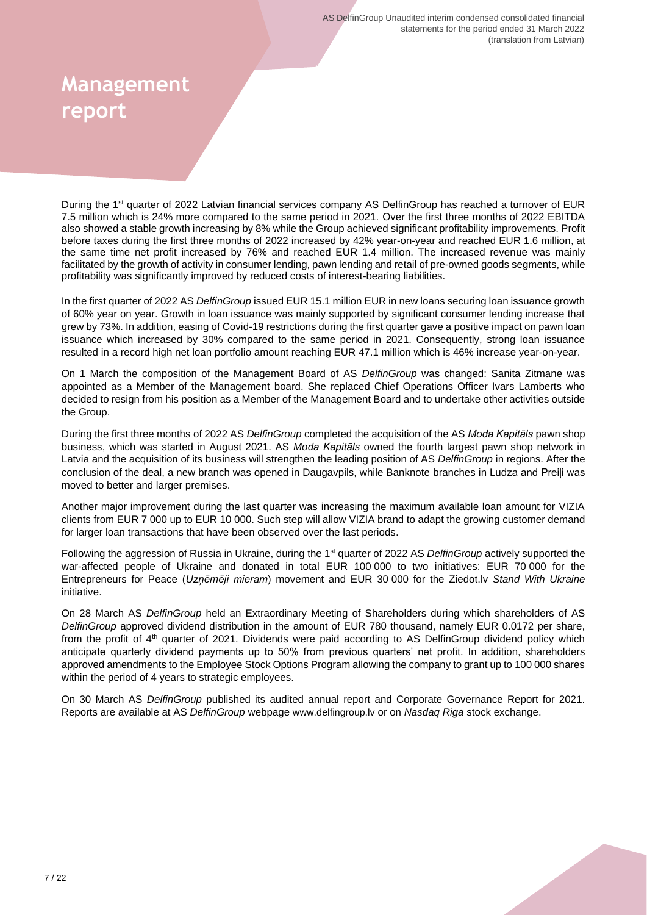# Management report

During the 1st quarter of 2022 Latvian financial services company AS DelfinGroup has reached a turnover of EUR 7.5 million which is 24% more compared to the same period in 2021. Over the first three months of 2022 EBITDA also showed a stable growth increasing by 8% while the Group achieved significant profitability improvements. Profit before taxes during the first three months of 2022 increased by 42% year-on-year and reached EUR 1.6 million, at the same time net profit increased by 76% and reached EUR 1.4 million. The increased revenue was mainly facilitated by the growth of activity in consumer lending, pawn lending and retail of pre-owned goods segments, while profitability was significantly improved by reduced costs of interest-bearing liabilities.

In the first quarter of 2022 AS *DelfinGroup* issued EUR 15.1 million EUR in new loans securing loan issuance growth of 60% year on year. Growth in loan issuance was mainly supported by significant consumer lending increase that grew by 73%. In addition, easing of Covid-19 restrictions during the first quarter gave a positive impact on pawn loan issuance which increased by 30% compared to the same period in 2021. Consequently, strong loan issuance resulted in a record high net loan portfolio amount reaching EUR 47.1 million which is 46% increase year-on-year.

On 1 March the composition of the Management Board of AS *DelfinGroup* was changed: Sanita Zitmane was appointed as a Member of the Management board. She replaced Chief Operations Officer Ivars Lamberts who decided to resign from his position as a Member of the Management Board and to undertake other activities outside the Group.

During the first three months of 2022 AS *DelfinGroup* completed the acquisition of the AS *Moda Kapitāls* pawn shop business, which was started in August 2021. AS *Moda Kapitāls* owned the fourth largest pawn shop network in Latvia and the acquisition of its business will strengthen the leading position of AS *DelfinGroup* in regions. After the conclusion of the deal, a new branch was opened in Daugavpils, while Banknote branches in Ludza and Preiļi was moved to better and larger premises.

Another major improvement during the last quarter was increasing the maximum available loan amount for VIZIA clients from EUR 7 000 up to EUR 10 000. Such step will allow VIZIA brand to adapt the growing customer demand for larger loan transactions that have been observed over the last periods.

Following the aggression of Russia in Ukraine, during the 1st quarter of 2022 AS *DelfinGroup* actively supported the war-affected people of Ukraine and donated in total EUR 100 000 to two initiatives: EUR 70 000 for the Entrepreneurs for Peace (*Uzņēmēji mieram*) movement and EUR 30 000 for the Ziedot.lv *Stand With Ukraine* initiative.

On 28 March AS *DelfinGroup* held an Extraordinary Meeting of Shareholders during which shareholders of AS *DelfinGroup* approved dividend distribution in the amount of EUR 780 thousand, namely EUR 0.0172 per share, from the profit of 4th quarter of 2021. Dividends were paid according to AS DelfinGroup dividend policy which anticipate quarterly dividend payments up to 50% from previous quarters' net profit. In addition, shareholders approved amendments to the Employee Stock Options Program allowing the company to grant up to 100 000 shares within the period of 4 years to strategic employees.

On 30 March AS *DelfinGroup* published its audited annual report and Corporate Governance Report for 2021. Reports are available at AS *DelfinGroup* webpage www.delfingroup.lv or on *Nasdaq Riga* stock exchange.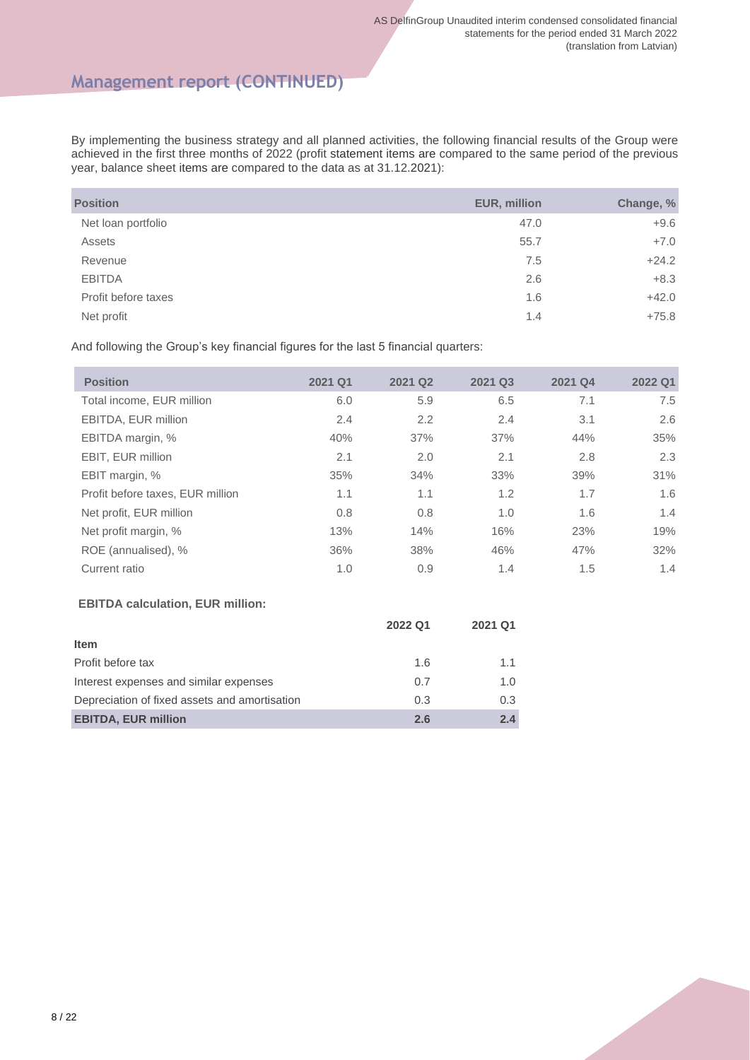## Management report (CONTINUED)

By implementing the business strategy and all planned activities, the following financial results of the Group were achieved in the first three months of 2022 (profit statement items are compared to the same period of the previous year, balance sheet items are compared to the data as at 31.12.2021):

| Position | EUR, million | Change, % |
|---|---|---|
| Net loan portfolio | 47.0 | +9.6 |
| Assets | 55.7 | +7.0 |
| Revenue | 7.5 | +24.2 |
| EBITDA | 2.6 | +8.3 |
| Profit before taxes | 1.6 | +42.0 |
| Net profit | 1.4 | +75.8 |

And following the Group's key financial figures for the last 5 financial quarters:

| Position | 2021 Q1 | 2021 Q2 | 2021 Q3 | 2021 Q4 | 2022 Q1 |
|---|---|---|---|---|---|
| Total income, EUR million | 6.0 | 5.9 | 6.5 | 7.1 | 7.5 |
| EBITDA, EUR million | 2.4 | 2.2 | 2.4 | 3.1 | 2.6 |
| EBITDA margin, % | 40% | 37% | 37% | 44% | 35% |
| EBIT, EUR million | 2.1 | 2.0 | 2.1 | 2.8 | 2.3 |
| EBIT margin, % | 35% | 34% | 33% | 39% | 31% |
| Profit before taxes, EUR million | 1.1 | 1.1 | 1.2 | 1.7 | 1.6 |
| Net profit, EUR million | 0.8 | 0.8 | 1.0 | 1.6 | 1.4 |
| Net profit margin, % | 13% | 14% | 16% | 23% | 19% |
| ROE (annualised), % | 36% | 38% | 46% | 47% | 32% |
| Current ratio | 1.0 | 0.9 | 1.4 | 1.5 | 1.4 |

**EBITDA calculation, EUR million:**

| Item | 2022 Q1 | 2021 Q1 |
|---|---|---|
| Profit before tax | 1.6 | 1.1 |
| Interest expenses and similar expenses | 0.7 | 1.0 |
| Depreciation of fixed assets and amortisation | 0.3 | 0.3 |
| **EBITDA, EUR million** | **2.6** | **2.4** |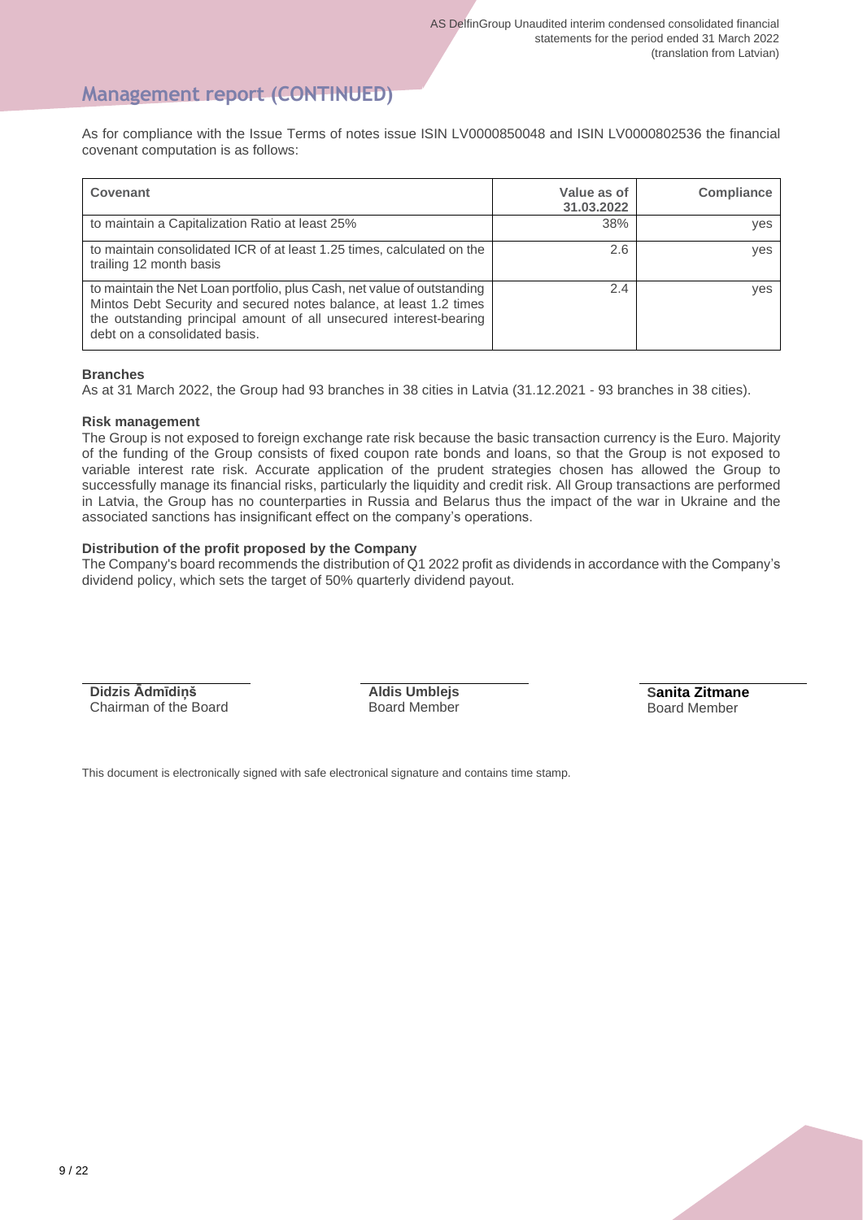## Management report (CONTINUED)

As for compliance with the Issue Terms of notes issue ISIN LV0000850048 and ISIN LV0000802536 the financial covenant computation is as follows:

| Covenant | Value as of 31.03.2022 | Compliance |
|---|---|---|
| to maintain a Capitalization Ratio at least 25% | 38% | yes |
| to maintain consolidated ICR of at least 1.25 times, calculated on the trailing 12 month basis | 2.6 | yes |
| to maintain the Net Loan portfolio, plus Cash, net value of outstanding Mintos Debt Security and secured notes balance, at least 1.2 times the outstanding principal amount of all unsecured interest-bearing debt on a consolidated basis. | 2.4 | yes |

**Branches**

As at 31 March 2022, the Group had 93 branches in 38 cities in Latvia (31.12.2021 - 93 branches in 38 cities).

**Risk management**

The Group is not exposed to foreign exchange rate risk because the basic transaction currency is the Euro. Majority of the funding of the Group consists of fixed coupon rate bonds and loans, so that the Group is not exposed to variable interest rate risk. Accurate application of the prudent strategies chosen has allowed the Group to successfully manage its financial risks, particularly the liquidity and credit risk. All Group transactions are performed in Latvia, the Group has no counterparties in Russia and Belarus thus the impact of the war in Ukraine and the associated sanctions has insignificant effect on the company's operations.

**Distribution of the profit proposed by the Company**

The Company's board recommends the distribution of Q1 2022 profit as dividends in accordance with the Company's dividend policy, which sets the target of 50% quarterly dividend payout.

| | | |
|---|---|---|
| **Didzis Ādmīdiņš** | **Aldis Umblejs** | **Sanita Zitmane** |
| Chairman of the Board | Board Member | Board Member |

This document is electronically signed with safe electronical signature and contains time stamp.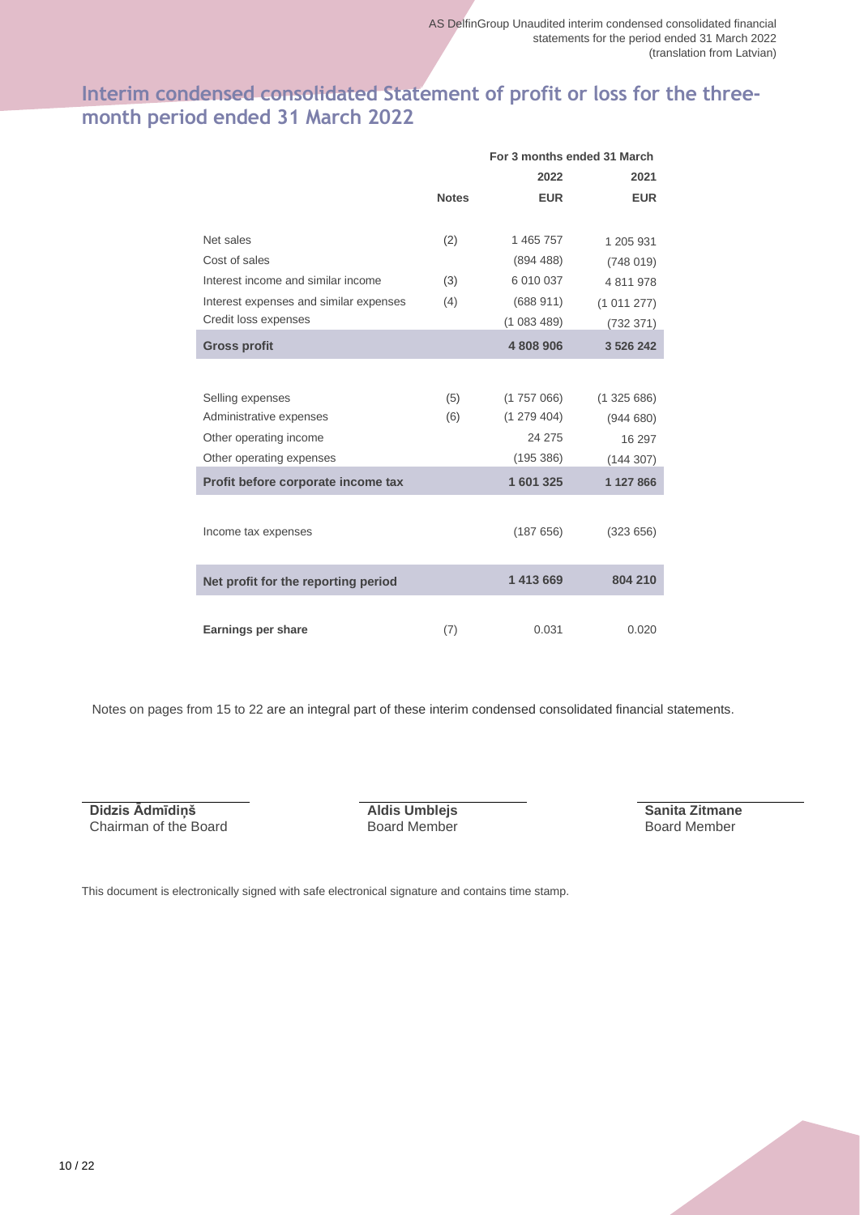## Interim condensed consolidated Statement of profit or loss for the three-month period ended 31 March 2022

| | Notes | For 3 months ended 31 March 2022 EUR | 2021 EUR |
|---|---|---|---|
| Net sales | (2) | 1 465 757 | 1 205 931 |
| Cost of sales | | (894 488) | (748 019) |
| Interest income and similar income | (3) | 6 010 037 | 4 811 978 |
| Interest expenses and similar expenses | (4) | (688 911) | (1 011 277) |
| Credit loss expenses | | (1 083 489) | (732 371) |
| **Gross profit** | | **4 808 906** | **3 526 242** |
| Selling expenses | (5) | (1 757 066) | (1 325 686) |
| Administrative expenses | (6) | (1 279 404) | (944 680) |
| Other operating income | | 24 275 | 16 297 |
| Other operating expenses | | (195 386) | (144 307) |
| **Profit before corporate income tax** | | **1 601 325** | **1 127 866** |
| Income tax expenses | | (187 656) | (323 656) |
| **Net profit for the reporting period** | | **1 413 669** | **804 210** |
| **Earnings per share** | (7) | 0.031 | 0.020 |

Notes on pages from 15 to 22 are an integral part of these interim condensed consolidated financial statements.

**Didzis Ādmīdiņš**
Chairman of the Board

**Aldis Umblejs**
Board Member

**Sanita Zitmane**
Board Member

This document is electronically signed with safe electronical signature and contains time stamp.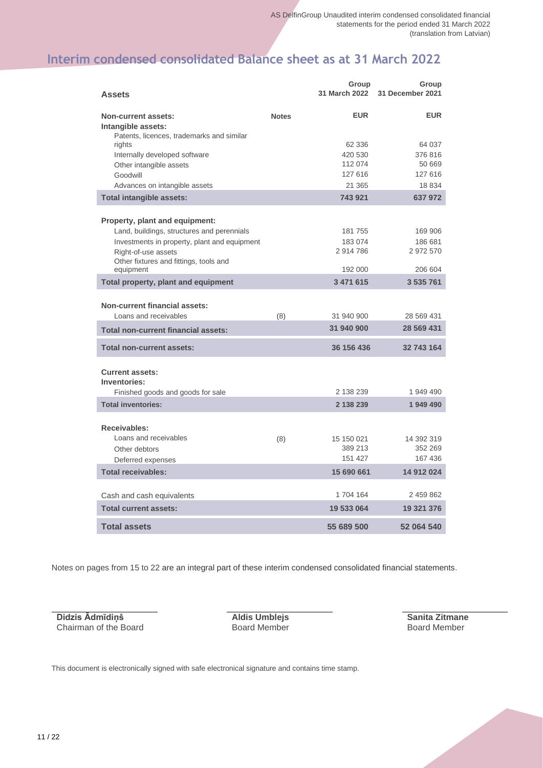# Interim condensed consolidated Balance sheet as at 31 March 2022

| Assets | | Group 31 March 2022 | Group 31 December 2021 |
|---|---|---|---|
| **Non-current assets:** | **Notes** | **EUR** | **EUR** |
| **Intangible assets:** | | | |
| Patents, licences, trademarks and similar rights | | 62 336 | 64 037 |
| Internally developed software | | 420 530 | 376 816 |
| Other intangible assets | | 112 074 | 50 669 |
| Goodwill | | 127 616 | 127 616 |
| Advances on intangible assets | | 21 365 | 18 834 |
| **Total intangible assets:** | | **743 921** | **637 972** |
| **Property, plant and equipment:** | | | |
| Land, buildings, structures and perennials | | 181 755 | 169 906 |
| Investments in property, plant and equipment | | 183 074 | 186 681 |
| Right-of-use assets | | 2 914 786 | 2 972 570 |
| Other fixtures and fittings, tools and equipment | | 192 000 | 206 604 |
| **Total property, plant and equipment** | | **3 471 615** | **3 535 761** |
| **Non-current financial assets:** | | | |
| Loans and receivables | (8) | 31 940 900 | 28 569 431 |
| **Total non-current financial assets:** | | **31 940 900** | **28 569 431** |
| **Total non-current assets:** | | **36 156 436** | **32 743 164** |
| **Current assets:** | | | |
| **Inventories:** | | | |
| Finished goods and goods for sale | | 2 138 239 | 1 949 490 |
| **Total inventories:** | | **2 138 239** | **1 949 490** |
| **Receivables:** | | | |
| Loans and receivables | (8) | 15 150 021 | 14 392 319 |
| Other debtors | | 389 213 | 352 269 |
| Deferred expenses | | 151 427 | 167 436 |
| **Total receivables:** | | **15 690 661** | **14 912 024** |
| Cash and cash equivalents | | 1 704 164 | 2 459 862 |
| **Total current assets:** | | **19 533 064** | **19 321 376** |
| **Total assets** | | **55 689 500** | **52 064 540** |

Notes on pages from 15 to 22 are an integral part of these interim condensed consolidated financial statements.

| **Didzis Ādmīdiņš** | **Aldis Umblejs** | **Sanita Zītmane** |
|---|---|---|
| Chairman of the Board | Board Member | Board Member |

This document is electronically signed with safe electronical signature and contains time stamp.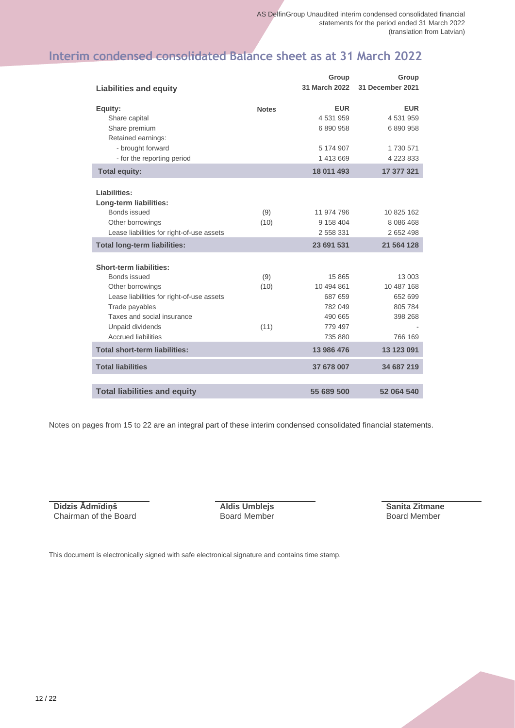## Interim condensed consolidated Balance sheet as at 31 March 2022

| Liabilities and equity | | Group 31 March 2022 | Group 31 December 2021 |
|---|---|---|---|
| **Equity:** | **Notes** | **EUR** | **EUR** |
| Share capital | | 4 531 959 | 4 531 959 |
| Share premium | | 6 890 958 | 6 890 958 |
| Retained earnings: | | | |
| - brought forward | | 5 174 907 | 1 730 571 |
| - for the reporting period | | 1 413 669 | 4 223 833 |
| **Total equity:** | | **18 011 493** | **17 377 321** |
| **Liabilities:** | | | |
| **Long-term liabilities:** | | | |
| Bonds issued | (9) | 11 974 796 | 10 825 162 |
| Other borrowings | (10) | 9 158 404 | 8 086 468 |
| Lease liabilities for right-of-use assets | | 2 558 331 | 2 652 498 |
| **Total long-term liabilities:** | | **23 691 531** | **21 564 128** |
| **Short-term liabilities:** | | | |
| Bonds issued | (9) | 15 865 | 13 003 |
| Other borrowings | (10) | 10 494 861 | 10 487 168 |
| Lease liabilities for right-of-use assets | | 687 659 | 652 699 |
| Trade payables | | 782 049 | 805 784 |
| Taxes and social insurance | | 490 665 | 398 268 |
| Unpaid dividends | (11) | 779 497 | - |
| Accrued liabilities | | 735 880 | 766 169 |
| **Total short-term liabilities:** | | **13 986 476** | **13 123 091** |
| **Total liabilities** | | **37 678 007** | **34 687 219** |
| **Total liabilities and equity** | | **55 689 500** | **52 064 540** |

Notes on pages from 15 to 22 are an integral part of these interim condensed consolidated financial statements.

**Didzis Ādmīdiņš**
Chairman of the Board

**Aldis Umblejs**
Board Member

**Sanita Zitmane**
Board Member

This document is electronically signed with safe electronical signature and contains time stamp.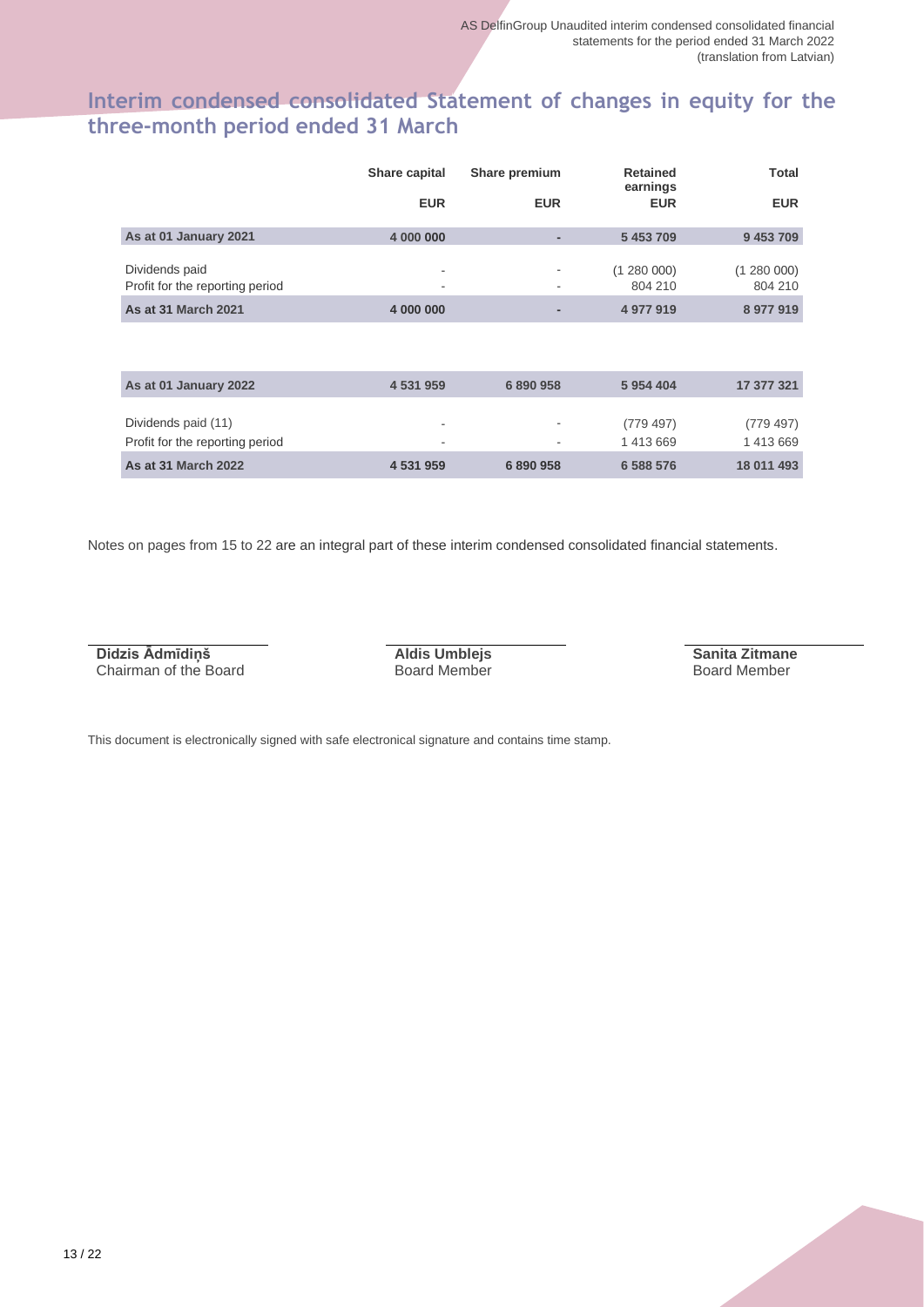## Interim condensed consolidated Statement of changes in equity for the three-month period ended 31 March

| | Share capital | Share premium | Retained earnings | Total |
|---|---|---|---|---|
| | EUR | EUR | EUR | EUR |
| **As at 01 January 2021** | **4 000 000** | **-** | **5 453 709** | **9 453 709** |
| Dividends paid | - | - | (1 280 000) | (1 280 000) |
| Profit for the reporting period | - | - | 804 210 | 804 210 |
| **As at 31 March 2021** | **4 000 000** | **-** | **4 977 919** | **8 977 919** |
| | | | | |
| **As at 01 January 2022** | **4 531 959** | **6 890 958** | **5 954 404** | **17 377 321** |
| Dividends paid (11) | - | - | (779 497) | (779 497) |
| Profit for the reporting period | - | - | 1 413 669 | 1 413 669 |
| **As at 31 March 2022** | **4 531 959** | **6 890 958** | **6 588 576** | **18 011 493** |

Notes on pages from 15 to 22 are an integral part of these interim condensed consolidated financial statements.

| | | |
|---|---|---|
| **Didzis Ādmīdiņš** | **Aldis Umblejs** | **Sanita Zitmane** |
| Chairman of the Board | Board Member | Board Member |

This document is electronically signed with safe electronical signature and contains time stamp.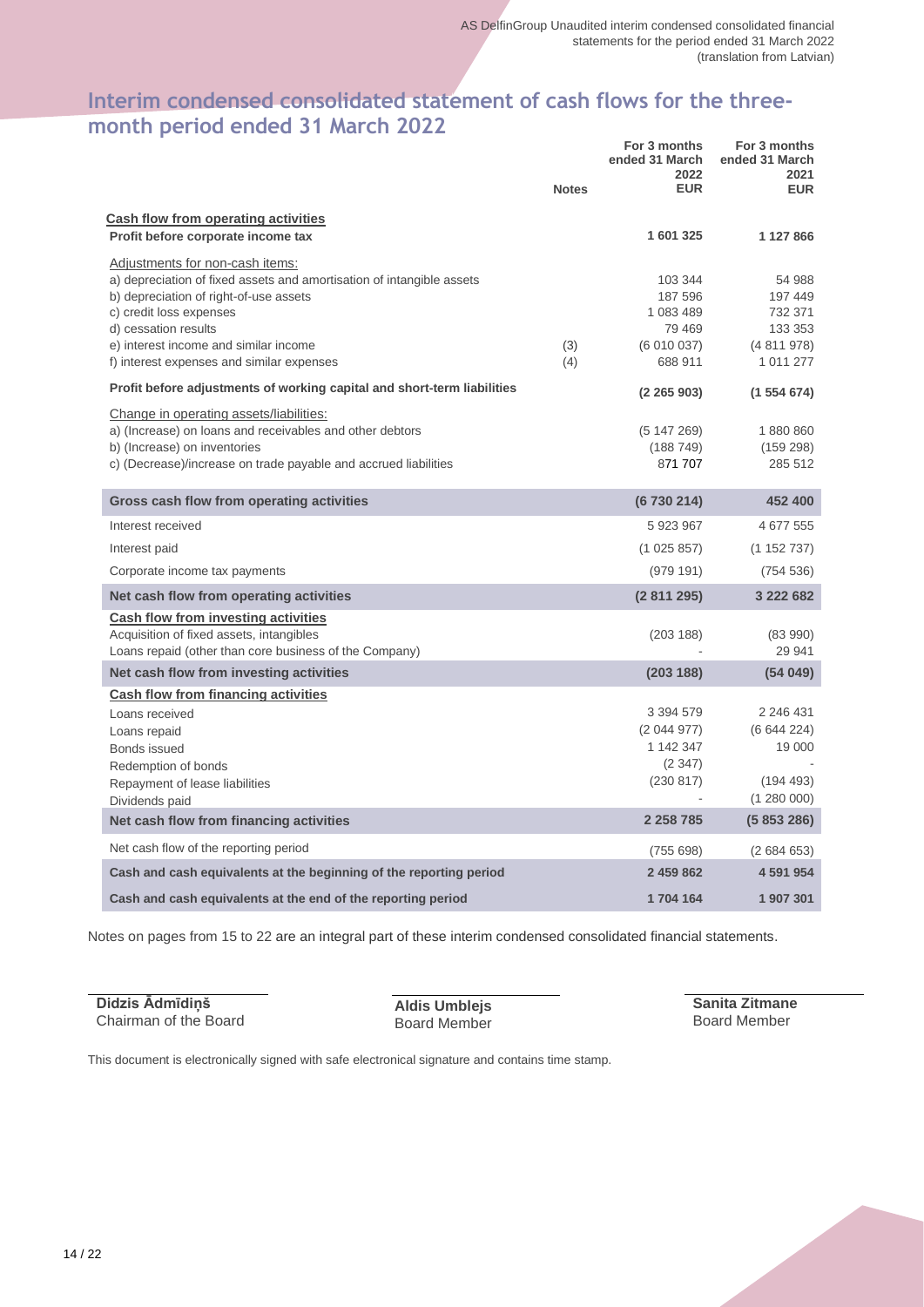## Interim condensed consolidated statement of cash flows for the three-month period ended 31 March 2022

| | Notes | For 3 months ended 31 March 2022 EUR | For 3 months ended 31 March 2021 EUR |
|---|---|---|---|
| **Cash flow from operating activities** | | | |
| **Profit before corporate income tax** | | **1 601 325** | **1 127 866** |
| Adjustments for non-cash items: | | | |
| a) depreciation of fixed assets and amortisation of intangible assets | | 103 344 | 54 988 |
| b) depreciation of right-of-use assets | | 187 596 | 197 449 |
| c) credit loss expenses | | 1 083 489 | 732 371 |
| d) cessation results | | 79 469 | 133 353 |
| e) interest income and similar income | (3) | (6 010 037) | (4 811 978) |
| f) interest expenses and similar expenses | (4) | 688 911 | 1 011 277 |
| **Profit before adjustments of working capital and short-term liabilities** | | **(2 265 903)** | **(1 554 674)** |
| Change in operating assets/liabilities: | | | |
| a) (Increase) on loans and receivables and other debtors | | (5 147 269) | 1 880 860 |
| b) (Increase) on inventories | | (188 749) | (159 298) |
| c) (Decrease)/increase on trade payable and accrued liabilities | | 871 707 | 285 512 |
| **Gross cash flow from operating activities** | | **(6 730 214)** | **452 400** |
| Interest received | | 5 923 967 | 4 677 555 |
| Interest paid | | (1 025 857) | (1 152 737) |
| Corporate income tax payments | | (979 191) | (754 536) |
| **Net cash flow from operating activities** | | **(2 811 295)** | **3 222 682** |
| **Cash flow from investing activities** | | | |
| Acquisition of fixed assets, intangibles | | (203 188) | (83 990) |
| Loans repaid (other than core business of the Company) | | - | 29 941 |
| **Net cash flow from investing activities** | | **(203 188)** | **(54 049)** |
| **Cash flow from financing activities** | | | |
| Loans received | | 3 394 579 | 2 246 431 |
| Loans repaid | | (2 044 977) | (6 644 224) |
| Bonds issued | | 1 142 347 | 19 000 |
| Redemption of bonds | | (2 347) | - |
| Repayment of lease liabilities | | (230 817) | (194 493) |
| Dividends paid | | - | (1 280 000) |
| **Net cash flow from financing activities** | | **2 258 785** | **(5 853 286)** |
| Net cash flow of the reporting period | | (755 698) | (2 684 653) |
| **Cash and cash equivalents at the beginning of the reporting period** | | **2 459 862** | **4 591 954** |
| **Cash and cash equivalents at the end of the reporting period** | | **1 704 164** | **1 907 301** |

Notes on pages from 15 to 22 are an integral part of these interim condensed consolidated financial statements.

| | | |
|---|---|---|
| **Didzis Ādmīdiņš** | **Aldis Umblejs** | **Sanita Zitmane** |
| Chairman of the Board | Board Member | Board Member |

This document is electronically signed with safe electronical signature and contains time stamp.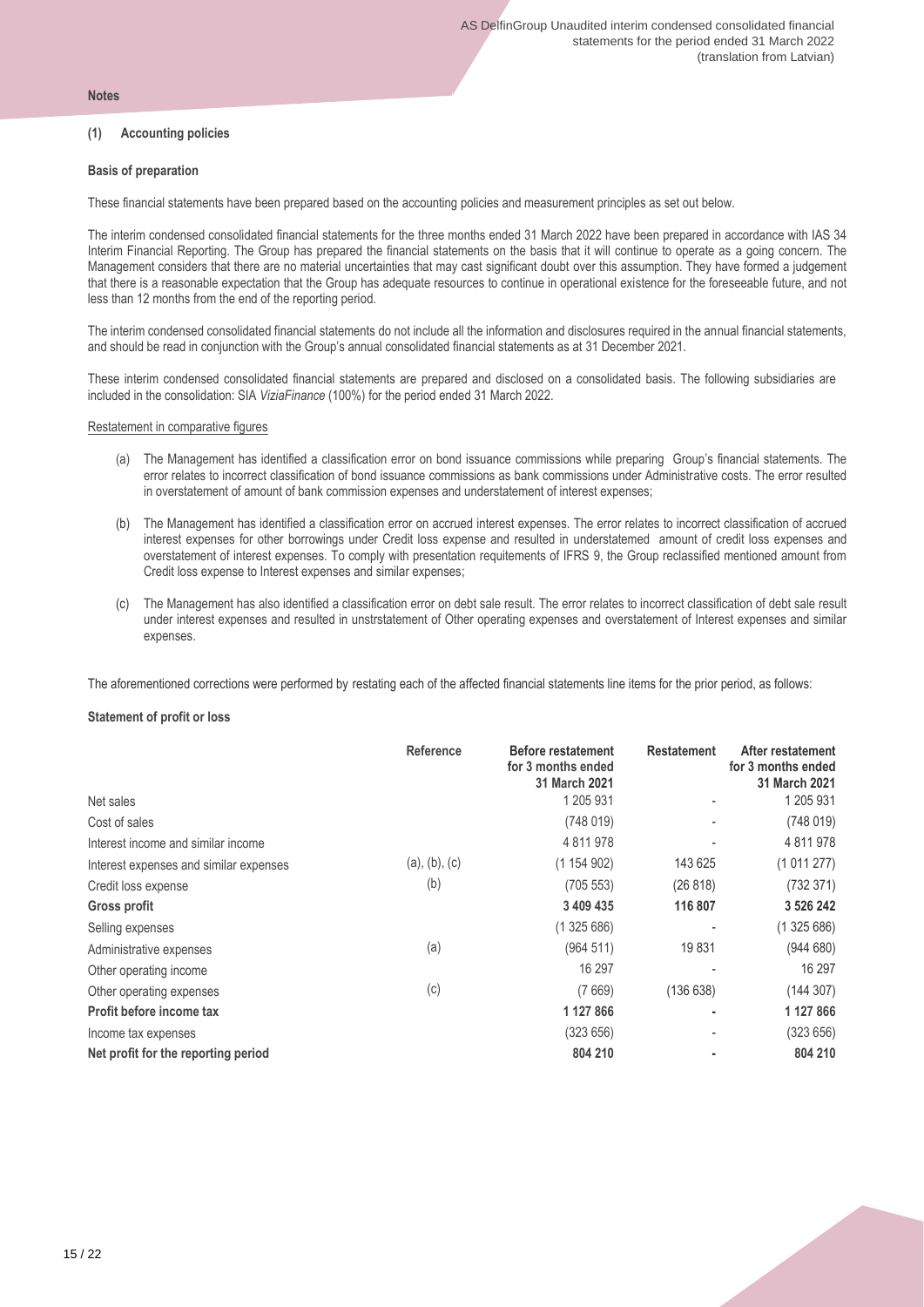**Notes**

## (1) Accounting policies

**Basis of preparation**

These financial statements have been prepared based on the accounting policies and measurement principles as set out below.

The interim condensed consolidated financial statements for the three months ended 31 March 2022 have been prepared in accordance with IAS 34 Interim Financial Reporting. The Group has prepared the financial statements on the basis that it will continue to operate as a going concern. The Management considers that there are no material uncertainties that may cast significant doubt over this assumption. They have formed a judgement that there is a reasonable expectation that the Group has adequate resources to continue in operational existence for the foreseeable future, and not less than 12 months from the end of the reporting period.

The interim condensed consolidated financial statements do not include all the information and disclosures required in the annual financial statements, and should be read in conjunction with the Group's annual consolidated financial statements as at 31 December 2021.

These interim condensed consolidated financial statements are prepared and disclosed on a consolidated basis. The following subsidiaries are included in the consolidation: SIA *ViziaFinance* (100%) for the period ended 31 March 2022.

Restatement in comparative figures

(a) The Management has identified a classification error on bond issuance commissions while preparing Group's financial statements. The error relates to incorrect classification of bond issuance commissions as bank commissions under Administrative costs. The error resulted in overstatement of amount of bank commission expenses and understatement of interest expenses;

(b) The Management has identified a classification error on accrued interest expenses. The error relates to incorrect classification of accrued interest expenses for other borrowings under Credit loss expense and resulted in understatemed amount of credit loss expenses and overstatement of interest expenses. To comply with presentation requitements of IFRS 9, the Group reclassified mentioned amount from Credit loss expense to Interest expenses and similar expenses;

(c) The Management has also identified a classification error on debt sale result. The error relates to incorrect classification of debt sale result under interest expenses and resulted in unstrstatement of Other operating expenses and overstatement of Interest expenses and similar expenses.

The aforementioned corrections were performed by restating each of the affected financial statements line items for the prior period, as follows:

**Statement of profit or loss**

| | Reference | Before restatement for 3 months ended 31 March 2021 | Restatement | After restatement for 3 months ended 31 March 2021 |
|---|---|---|---|---|
| Net sales | | 1 205 931 | - | 1 205 931 |
| Cost of sales | | (748 019) | - | (748 019) |
| Interest income and similar income | | 4 811 978 | - | 4 811 978 |
| Interest expenses and similar expenses | (a), (b), (c) | (1 154 902) | 143 625 | (1 011 277) |
| Credit loss expense | (b) | (705 553) | (26 818) | (732 371) |
| **Gross profit** | | **3 409 435** | **116 807** | **3 526 242** |
| Selling expenses | | (1 325 686) | - | (1 325 686) |
| Administrative expenses | (a) | (964 511) | 19 831 | (944 680) |
| Other operating income | | 16 297 | - | 16 297 |
| Other operating expenses | (c) | (7 669) | (136 638) | (144 307) |
| **Profit before income tax** | | **1 127 866** | **-** | **1 127 866** |
| Income tax expenses | | (323 656) | - | (323 656) |
| **Net profit for the reporting period** | | **804 210** | **-** | **804 210** |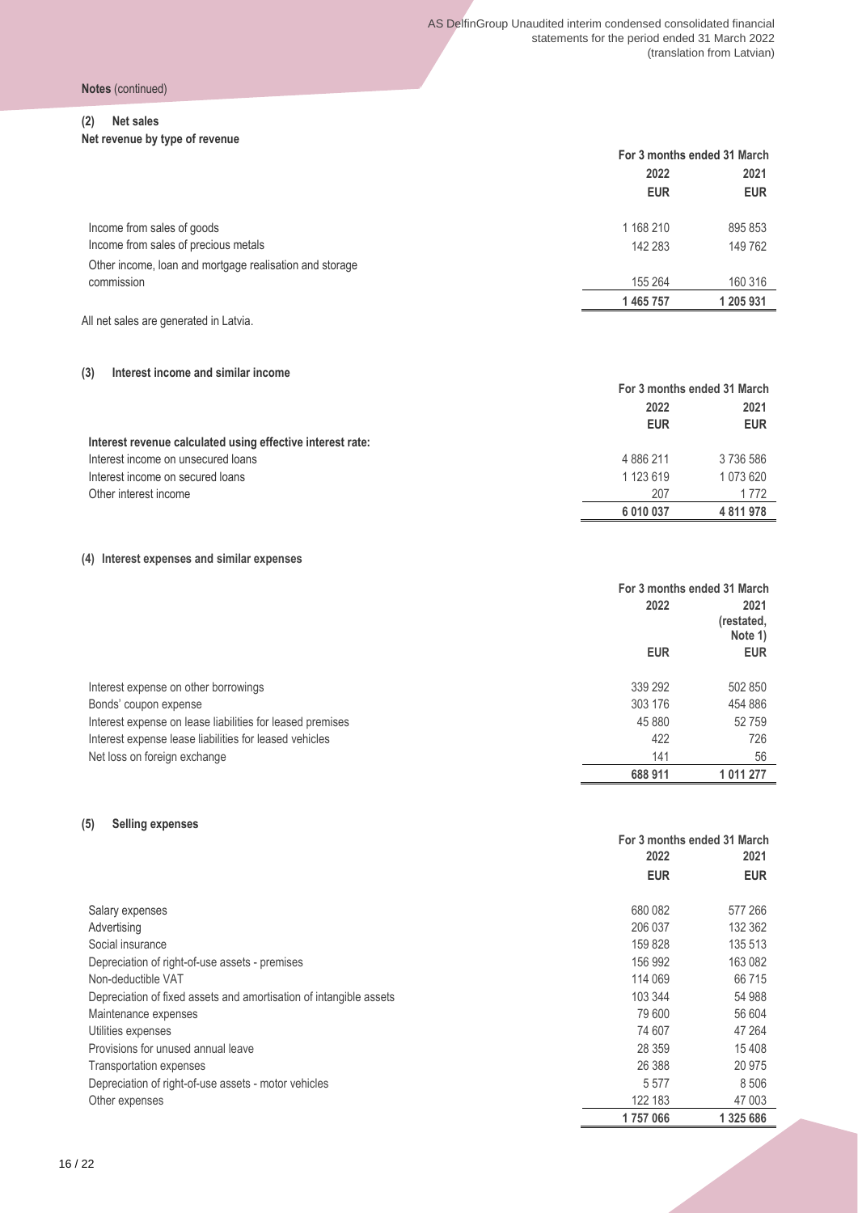**Notes** (continued)

## (2) Net sales

**Net revenue by type of revenue**

| | For 3 months ended 31 March | |
|---|---|---|
| | 2022 | 2021 |
| | EUR | EUR |
| Income from sales of goods | 1 168 210 | 895 853 |
| Income from sales of precious metals | 142 283 | 149 762 |
| Other income, loan and mortgage realisation and storage commission | 155 264 | 160 316 |
| | **1 465 757** | **1 205 931** |

All net sales are generated in Latvia.

## (3) Interest income and similar income

| | For 3 months ended 31 March | |
|---|---|---|
| | 2022 | 2021 |
| | EUR | EUR |
| **Interest revenue calculated using effective interest rate:** | | |
| Interest income on unsecured loans | 4 886 211 | 3 736 586 |
| Interest income on secured loans | 1 123 619 | 1 073 620 |
| Other interest income | 207 | 1 772 |
| | **6 010 037** | **4 811 978** |

## (4) Interest expenses and similar expenses

| | For 3 months ended 31 March | |
|---|---|---|
| | 2022 | 2021 (restated, Note 1) |
| | EUR | EUR |
| Interest expense on other borrowings | 339 292 | 502 850 |
| Bonds' coupon expense | 303 176 | 454 886 |
| Interest expense on lease liabilities for leased premises | 45 880 | 52 759 |
| Interest expense lease liabilities for leased vehicles | 422 | 726 |
| Net loss on foreign exchange | 141 | 56 |
| | **688 911** | **1 011 277** |

## (5) Selling expenses

| | For 3 months ended 31 March | |
|---|---|---|
| | 2022 | 2021 |
| | EUR | EUR |
| Salary expenses | 680 082 | 577 266 |
| Advertising | 206 037 | 132 362 |
| Social insurance | 159 828 | 135 513 |
| Depreciation of right-of-use assets - premises | 156 992 | 163 082 |
| Non-deductible VAT | 114 069 | 66 715 |
| Depreciation of fixed assets and amortisation of intangible assets | 103 344 | 54 988 |
| Maintenance expenses | 79 600 | 56 604 |
| Utilities expenses | 74 607 | 47 264 |
| Provisions for unused annual leave | 28 359 | 15 408 |
| Transportation expenses | 26 388 | 20 975 |
| Depreciation of right-of-use assets - motor vehicles | 5 577 | 8 506 |
| Other expenses | 122 183 | 47 003 |
| | **1 757 066** | **1 325 686** |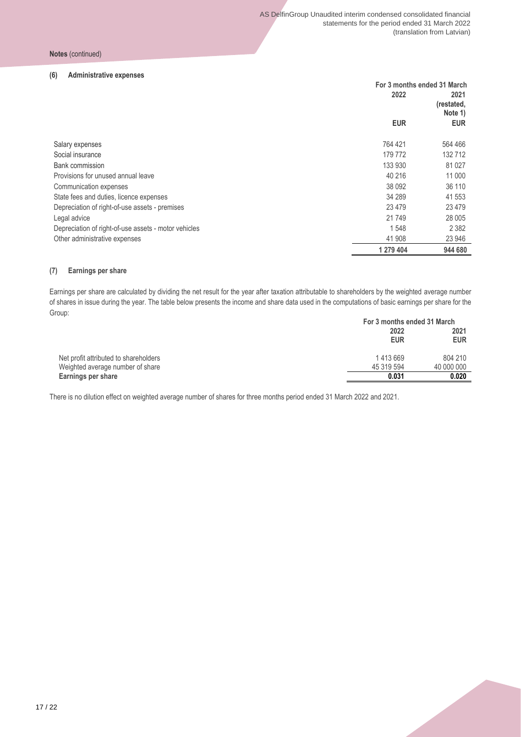**Notes** (continued)

### (6) Administrative expenses

| | For 3 months ended 31 March | |
|---|---|---|
| | 2022 | 2021 (restated, Note 1) |
| | EUR | EUR |
| Salary expenses | 764 421 | 564 466 |
| Social insurance | 179 772 | 132 712 |
| Bank commission | 133 930 | 81 027 |
| Provisions for unused annual leave | 40 216 | 11 000 |
| Communication expenses | 38 092 | 36 110 |
| State fees and duties, licence expenses | 34 289 | 41 553 |
| Depreciation of right-of-use assets - premises | 23 479 | 23 479 |
| Legal advice | 21 749 | 28 005 |
| Depreciation of right-of-use assets - motor vehicles | 1 548 | 2 382 |
| Other administrative expenses | 41 908 | 23 946 |
| | **1 279 404** | **944 680** |

### (7) Earnings per share

Earnings per share are calculated by dividing the net result for the year after taxation attributable to shareholders by the weighted average number of shares in issue during the year. The table below presents the income and share data used in the computations of basic earnings per share for the Group:

| | For 3 months ended 31 March | |
|---|---|---|
| | 2022 EUR | 2021 EUR |
| Net profit attributed to shareholders | 1 413 669 | 804 210 |
| Weighted average number of share | 45 319 594 | 40 000 000 |
| **Earnings per share** | **0.031** | **0.020** |

There is no dilution effect on weighted average number of shares for three months period ended 31 March 2022 and 2021.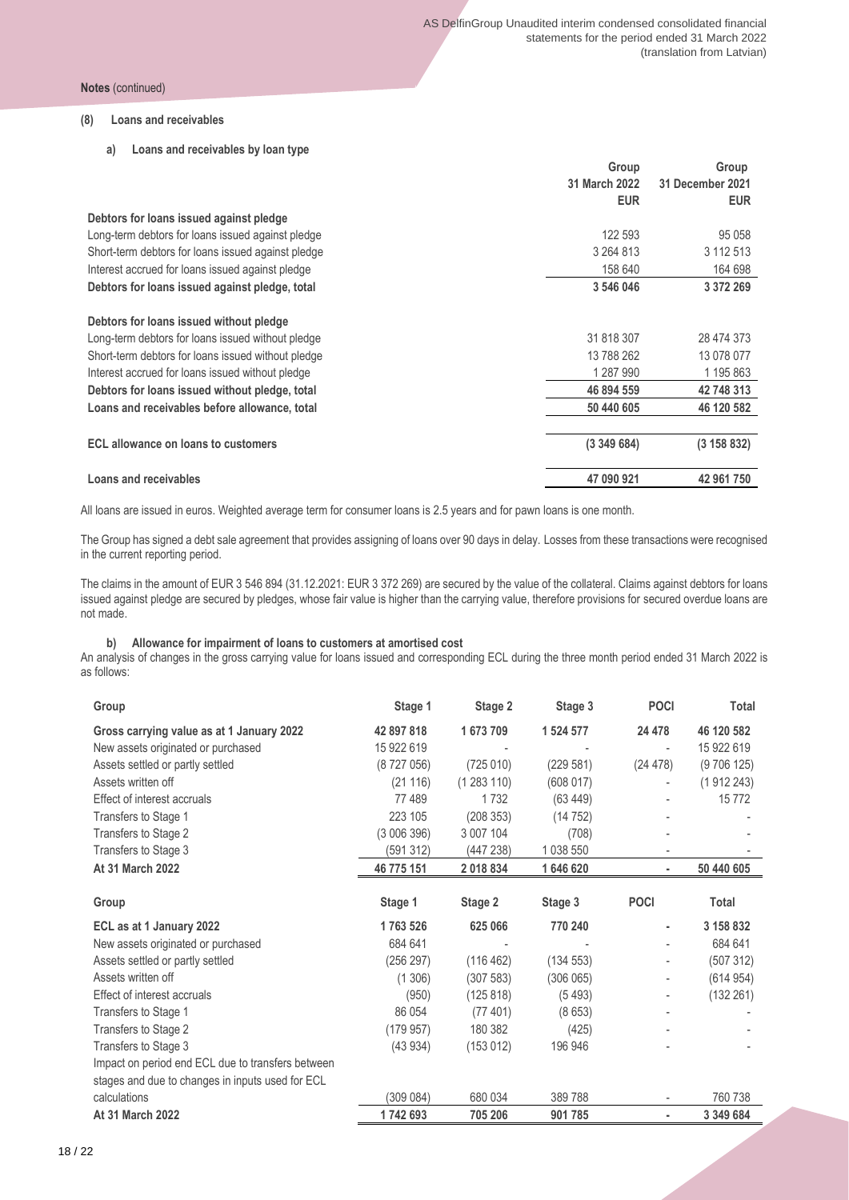**Notes** (continued)

## (8) Loans and receivables

### a) Loans and receivables by loan type

| | Group 31 March 2022 EUR | Group 31 December 2021 EUR |
|---|---|---|
| **Debtors for loans issued against pledge** | | |
| Long-term debtors for loans issued against pledge | 122 593 | 95 058 |
| Short-term debtors for loans issued against pledge | 3 264 813 | 3 112 513 |
| Interest accrued for loans issued against pledge | 158 640 | 164 698 |
| **Debtors for loans issued against pledge, total** | **3 546 046** | **3 372 269** |
| **Debtors for loans issued without pledge** | | |
| Long-term debtors for loans issued without pledge | 31 818 307 | 28 474 373 |
| Short-term debtors for loans issued without pledge | 13 788 262 | 13 078 077 |
| Interest accrued for loans issued without pledge | 1 287 990 | 1 195 863 |
| **Debtors for loans issued without pledge, total** | **46 894 559** | **42 748 313** |
| **Loans and receivables before allowance, total** | **50 440 605** | **46 120 582** |
| **ECL allowance on loans to customers** | **(3 349 684)** | **(3 158 832)** |
| **Loans and receivables** | **47 090 921** | **42 961 750** |

All loans are issued in euros. Weighted average term for consumer loans is 2.5 years and for pawn loans is one month.

The Group has signed a debt sale agreement that provides assigning of loans over 90 days in delay. Losses from these transactions were recognised in the current reporting period.

The claims in the amount of EUR 3 546 894 (31.12.2021: EUR 3 372 269) are secured by the value of the collateral. Claims against debtors for loans issued against pledge are secured by pledges, whose fair value is higher than the carrying value, therefore provisions for secured overdue loans are not made.

### b) Allowance for impairment of loans to customers at amortised cost

An analysis of changes in the gross carrying value for loans issued and corresponding ECL during the three month period ended 31 March 2022 is as follows:

| Group | Stage 1 | Stage 2 | Stage 3 | POCI | Total |
|---|---|---|---|---|---|
| **Gross carrying value as at 1 January 2022** | **42 897 818** | **1 673 709** | **1 524 577** | **24 478** | **46 120 582** |
| New assets originated or purchased | 15 922 619 | - | - | - | 15 922 619 |
| Assets settled or partly settled | (8 727 056) | (725 010) | (229 581) | (24 478) | (9 706 125) |
| Assets written off | (21 116) | (1 283 110) | (608 017) | - | (1 912 243) |
| Effect of interest accruals | 77 489 | 1 732 | (63 449) | - | 15 772 |
| Transfers to Stage 1 | 223 105 | (208 353) | (14 752) | - | - |
| Transfers to Stage 2 | (3 006 396) | 3 007 104 | (708) | - | - |
| Transfers to Stage 3 | (591 312) | (447 238) | 1 038 550 | - | - |
| **At 31 March 2022** | **46 775 151** | **2 018 834** | **1 646 620** | **-** | **50 440 605** |

| Group | Stage 1 | Stage 2 | Stage 3 | POCI | Total |
|---|---|---|---|---|---|
| **ECL as at 1 January 2022** | **1 763 526** | **625 066** | **770 240** | **-** | **3 158 832** |
| New assets originated or purchased | 684 641 | - | - | - | 684 641 |
| Assets settled or partly settled | (256 297) | (116 462) | (134 553) | - | (507 312) |
| Assets written off | (1 306) | (307 583) | (306 065) | - | (614 954) |
| Effect of interest accruals | (950) | (125 818) | (5 493) | - | (132 261) |
| Transfers to Stage 1 | 86 054 | (77 401) | (8 653) | - | - |
| Transfers to Stage 2 | (179 957) | 180 382 | (425) | - | - |
| Transfers to Stage 3 | (43 934) | (153 012) | 196 946 | - | - |
| Impact on period end ECL due to transfers between stages and due to changes in inputs used for ECL calculations | (309 084) | 680 034 | 389 788 | - | 760 738 |
| **At 31 March 2022** | **1 742 693** | **705 206** | **901 785** | **-** | **3 349 684** |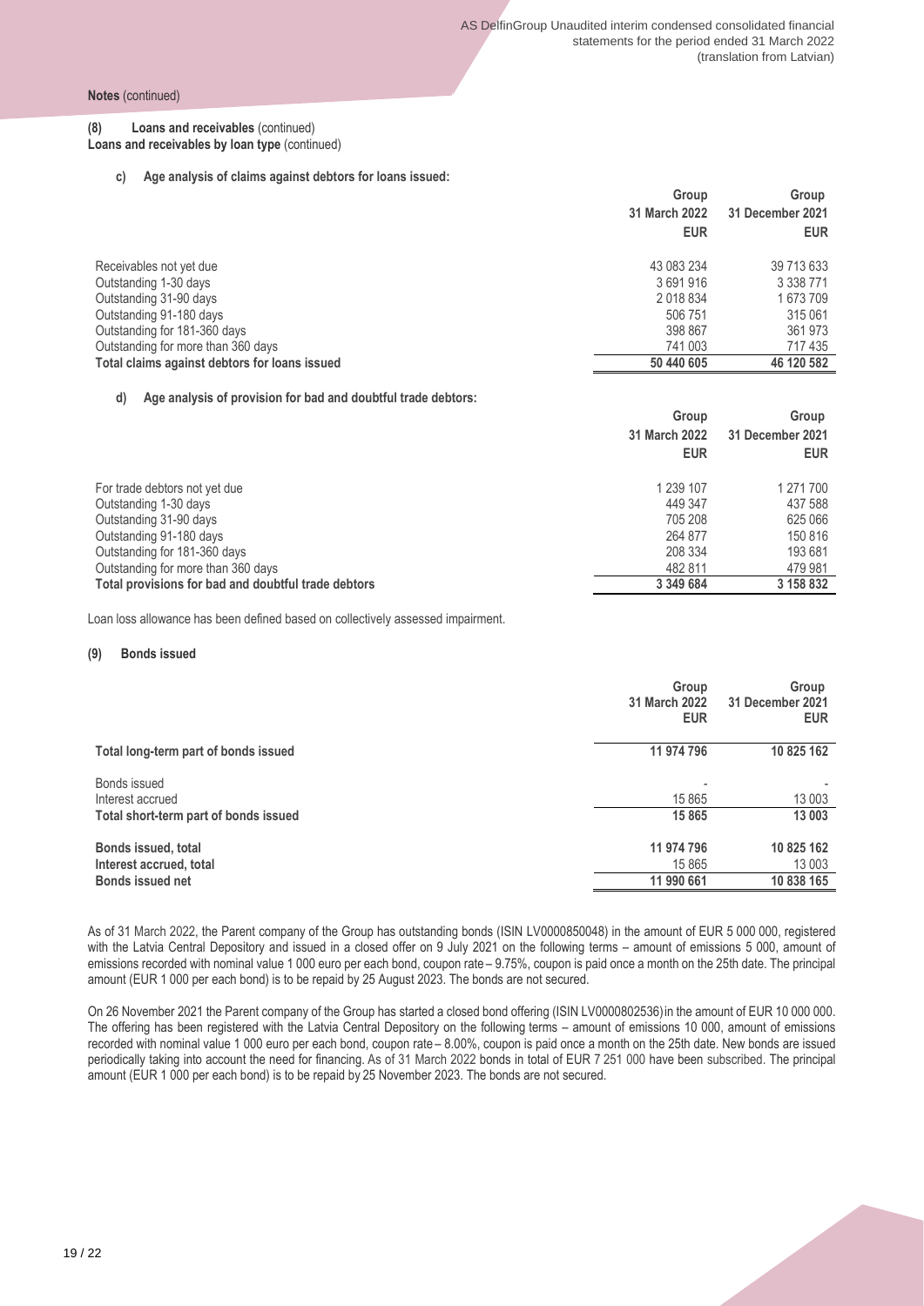**Notes** (continued)

**(8) Loans and receivables** (continued)

**Loans and receivables by loan type** (continued)

**c) Age analysis of claims against debtors for loans issued:**

| | Group 31 March 2022 EUR | Group 31 December 2021 EUR |
|---|---|---|
| Receivables not yet due | 43 083 234 | 39 713 633 |
| Outstanding 1-30 days | 3 691 916 | 3 338 771 |
| Outstanding 31-90 days | 2 018 834 | 1 673 709 |
| Outstanding 91-180 days | 506 751 | 315 061 |
| Outstanding for 181-360 days | 398 867 | 361 973 |
| Outstanding for more than 360 days | 741 003 | 717 435 |
| **Total claims against debtors for loans issued** | **50 440 605** | **46 120 582** |

**d) Age analysis of provision for bad and doubtful trade debtors:**

| | Group 31 March 2022 EUR | Group 31 December 2021 EUR |
|---|---|---|
| For trade debtors not yet due | 1 239 107 | 1 271 700 |
| Outstanding 1-30 days | 449 347 | 437 588 |
| Outstanding 31-90 days | 705 208 | 625 066 |
| Outstanding 91-180 days | 264 877 | 150 816 |
| Outstanding for 181-360 days | 208 334 | 193 681 |
| Outstanding for more than 360 days | 482 811 | 479 981 |
| **Total provisions for bad and doubtful trade debtors** | **3 349 684** | **3 158 832** |

Loan loss allowance has been defined based on collectively assessed impairment.

**(9) Bonds issued**

| | Group 31 March 2022 EUR | Group 31 December 2021 EUR |
|---|---|---|
| **Total long-term part of bonds issued** | **11 974 796** | **10 825 162** |
| Bonds issued | - | - |
| Interest accrued | 15 865 | 13 003 |
| **Total short-term part of bonds issued** | **15 865** | **13 003** |
| **Bonds issued, total** | **11 974 796** | **10 825 162** |
| **Interest accrued, total** | **15 865** | **13 003** |
| **Bonds issued net** | **11 990 661** | **10 838 165** |

As of 31 March 2022, the Parent company of the Group has outstanding bonds (ISIN LV0000850048) in the amount of EUR 5 000 000, registered with the Latvia Central Depository and issued in a closed offer on 9 July 2021 on the following terms – amount of emissions 5 000, amount of emissions recorded with nominal value 1 000 euro per each bond, coupon rate – 9.75%, coupon is paid once a month on the 25th date. The principal amount (EUR 1 000 per each bond) is to be repaid by 25 August 2023. The bonds are not secured.

On 26 November 2021 the Parent company of the Group has started a closed bond offering (ISIN LV0000802536) in the amount of EUR 10 000 000. The offering has been registered with the Latvia Central Depository on the following terms – amount of emissions 10 000, amount of emissions recorded with nominal value 1 000 euro per each bond, coupon rate – 8.00%, coupon is paid once a month on the 25th date. New bonds are issued periodically taking into account the need for financing. As of 31 March 2022 bonds in total of EUR 7 251 000 have been subscribed. The principal amount (EUR 1 000 per each bond) is to be repaid by 25 November 2023. The bonds are not secured.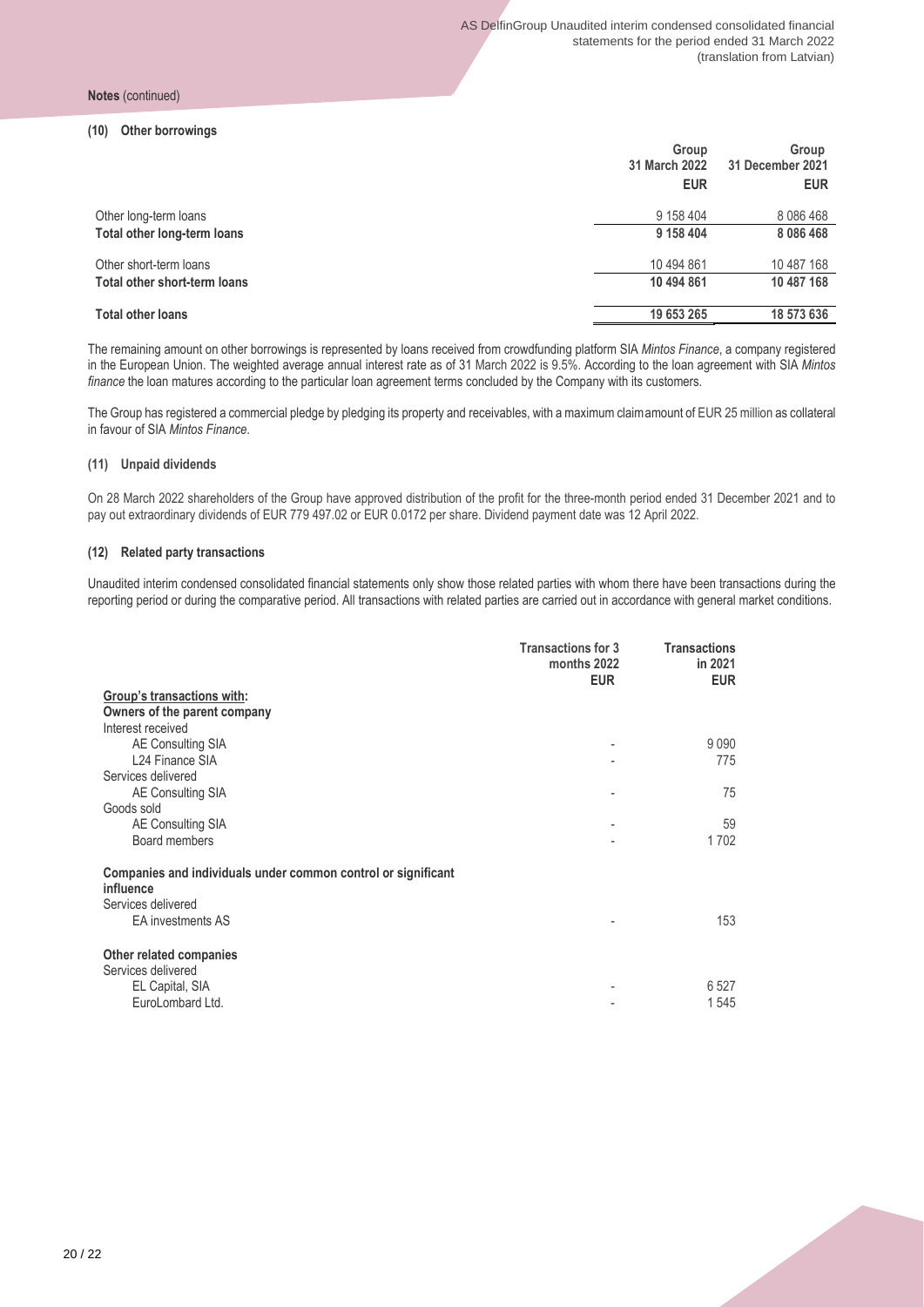**Notes** (continued)

### (10) Other borrowings

| | Group 31 March 2022 EUR | Group 31 December 2021 EUR |
|---|---|---|
| Other long-term loans | 9 158 404 | 8 086 468 |
| **Total other long-term loans** | **9 158 404** | **8 086 468** |
| Other short-term loans | 10 494 861 | 10 487 168 |
| **Total other short-term loans** | **10 494 861** | **10 487 168** |
| **Total other loans** | **19 653 265** | **18 573 636** |

The remaining amount on other borrowings is represented by loans received from crowdfunding platform SIA *Mintos Finance*, a company registered in the European Union. The weighted average annual interest rate as of 31 March 2022 is 9.5%. According to the loan agreement with SIA *Mintos finance* the loan matures according to the particular loan agreement terms concluded by the Company with its customers.

The Group has registered a commercial pledge by pledging its property and receivables, with a maximum claim amount of EUR 25 million as collateral in favour of SIA *Mintos Finance*.

### (11) Unpaid dividends

On 28 March 2022 shareholders of the Group have approved distribution of the profit for the three-month period ended 31 December 2021 and to pay out extraordinary dividends of EUR 779 497.02 or EUR 0.0172 per share. Dividend payment date was 12 April 2022.

### (12) Related party transactions

Unaudited interim condensed consolidated financial statements only show those related parties with whom there have been transactions during the reporting period or during the comparative period. All transactions with related parties are carried out in accordance with general market conditions.

| | Transactions for 3 months 2022 EUR | Transactions in 2021 EUR |
|---|---|---|
| **Group's transactions with:** | | |
| **Owners of the parent company** | | |
| Interest received | | |
| AE Consulting SIA | - | 9 090 |
| L24 Finance SIA | - | 775 |
| Services delivered | | |
| AE Consulting SIA | - | 75 |
| Goods sold | | |
| AE Consulting SIA | - | 59 |
| Board members | - | 1 702 |
| **Companies and individuals under common control or significant influence** | | |
| Services delivered | | |
| EA investments AS | - | 153 |
| **Other related companies** | | |
| Services delivered | | |
| EL Capital, SIA | - | 6 527 |
| EuroLombard Ltd. | - | 1 545 |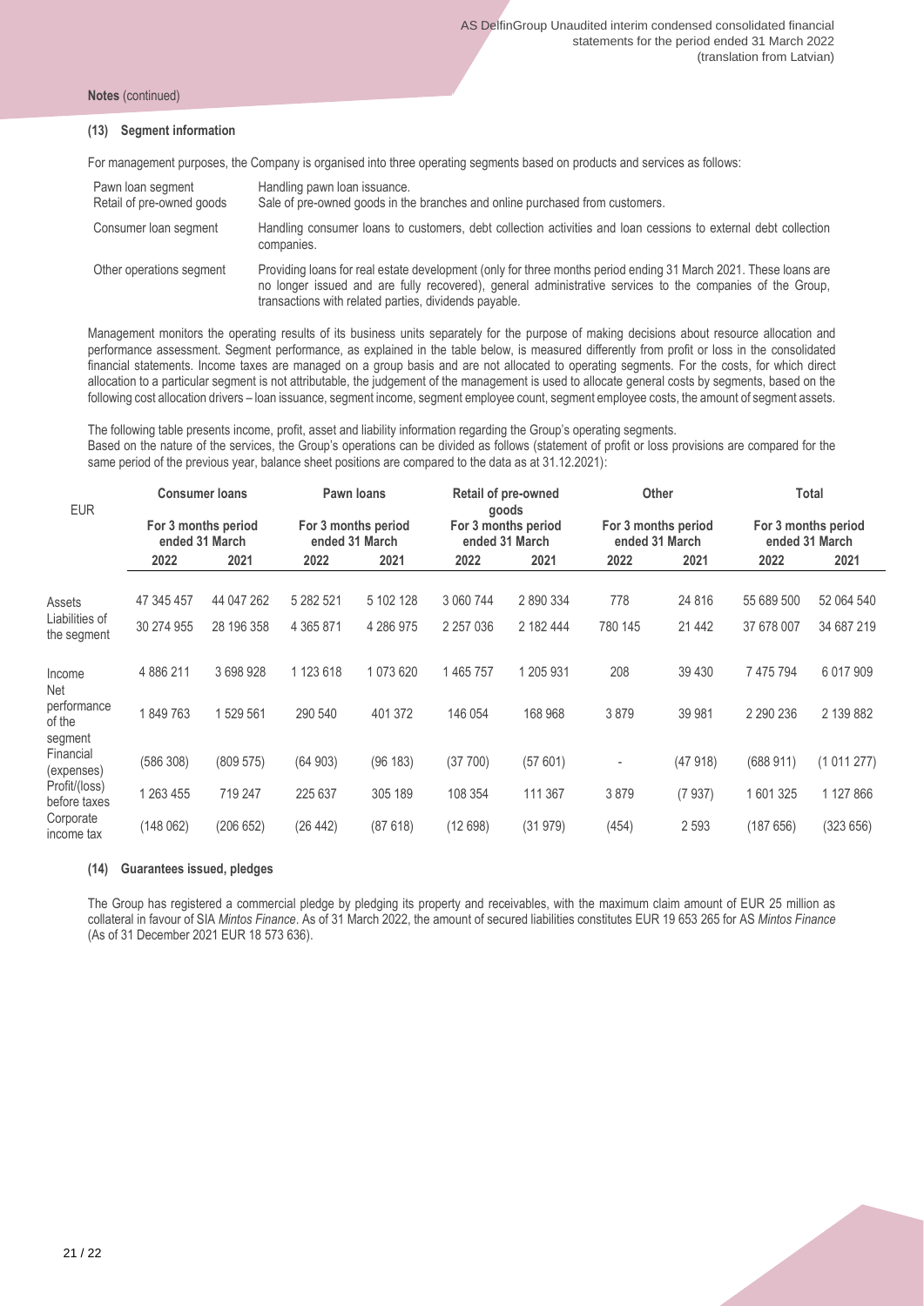**Notes** (continued)

### (13) Segment information

For management purposes, the Company is organised into three operating segments based on products and services as follows:

| | |
|---|---|
| Pawn loan segment | Handling pawn loan issuance. |
| Retail of pre-owned goods | Sale of pre-owned goods in the branches and online purchased from customers. |
| Consumer loan segment | Handling consumer loans to customers, debt collection activities and loan cessions to external debt collection companies. |
| Other operations segment | Providing loans for real estate development (only for three months period ending 31 March 2021. These loans are no longer issued and are fully recovered), general administrative services to the companies of the Group, transactions with related parties, dividends payable. |

Management monitors the operating results of its business units separately for the purpose of making decisions about resource allocation and performance assessment. Segment performance, as explained in the table below, is measured differently from profit or loss in the consolidated financial statements. Income taxes are managed on a group basis and are not allocated to operating segments. For the costs, for which direct allocation to a particular segment is not attributable, the judgement of the management is used to allocate general costs by segments, based on the following cost allocation drivers – loan issuance, segment income, segment employee count, segment employee costs, the amount of segment assets.

The following table presents income, profit, asset and liability information regarding the Group's operating segments.
Based on the nature of the services, the Group's operations can be divided as follows (statement of profit or loss provisions are compared for the same period of the previous year, balance sheet positions are compared to the data as at 31.12.2021):

| EUR | Consumer loans | | Pawn loans | | Retail of pre-owned goods | | Other | | Total | |
|---|---|---|---|---|---|---|---|---|---|---|
| | For 3 months period ended 31 March | | For 3 months period ended 31 March | | For 3 months period ended 31 March | | For 3 months period ended 31 March | | For 3 months period ended 31 March | |
| | 2022 | 2021 | 2022 | 2021 | 2022 | 2021 | 2022 | 2021 | 2022 | 2021 |
| Assets | 47 345 457 | 44 047 262 | 5 282 521 | 5 102 128 | 3 060 744 | 2 890 334 | 778 | 24 816 | 55 689 500 | 52 064 540 |
| Liabilities of the segment | 30 274 955 | 28 196 358 | 4 365 871 | 4 286 975 | 2 257 036 | 2 182 444 | 780 145 | 21 442 | 37 678 007 | 34 687 219 |
| Income | 4 886 211 | 3 698 928 | 1 123 618 | 1 073 620 | 1 465 757 | 1 205 931 | 208 | 39 430 | 7 475 794 | 6 017 909 |
| Net performance of the segment | 1 849 763 | 1 529 561 | 290 540 | 401 372 | 146 054 | 168 968 | 3 879 | 39 981 | 2 290 236 | 2 139 882 |
| Financial (expenses) | (586 308) | (809 575) | (64 903) | (96 183) | (37 700) | (57 601) | - | (47 918) | (688 911) | (1 011 277) |
| Profit/(loss) before taxes | 1 263 455 | 719 247 | 225 637 | 305 189 | 108 354 | 111 367 | 3 879 | (7 937) | 1 601 325 | 1 127 866 |
| Corporate income tax | (148 062) | (206 652) | (26 442) | (87 618) | (12 698) | (31 979) | (454) | 2 593 | (187 656) | (323 656) |

### (14) Guarantees issued, pledges

The Group has registered a commercial pledge by pledging its property and receivables, with the maximum claim amount of EUR 25 million as collateral in favour of SIA *Mintos Finance*. As of 31 March 2022, the amount of secured liabilities constitutes EUR 19 653 265 for AS *Mintos Finance* (As of 31 December 2021 EUR 18 573 636).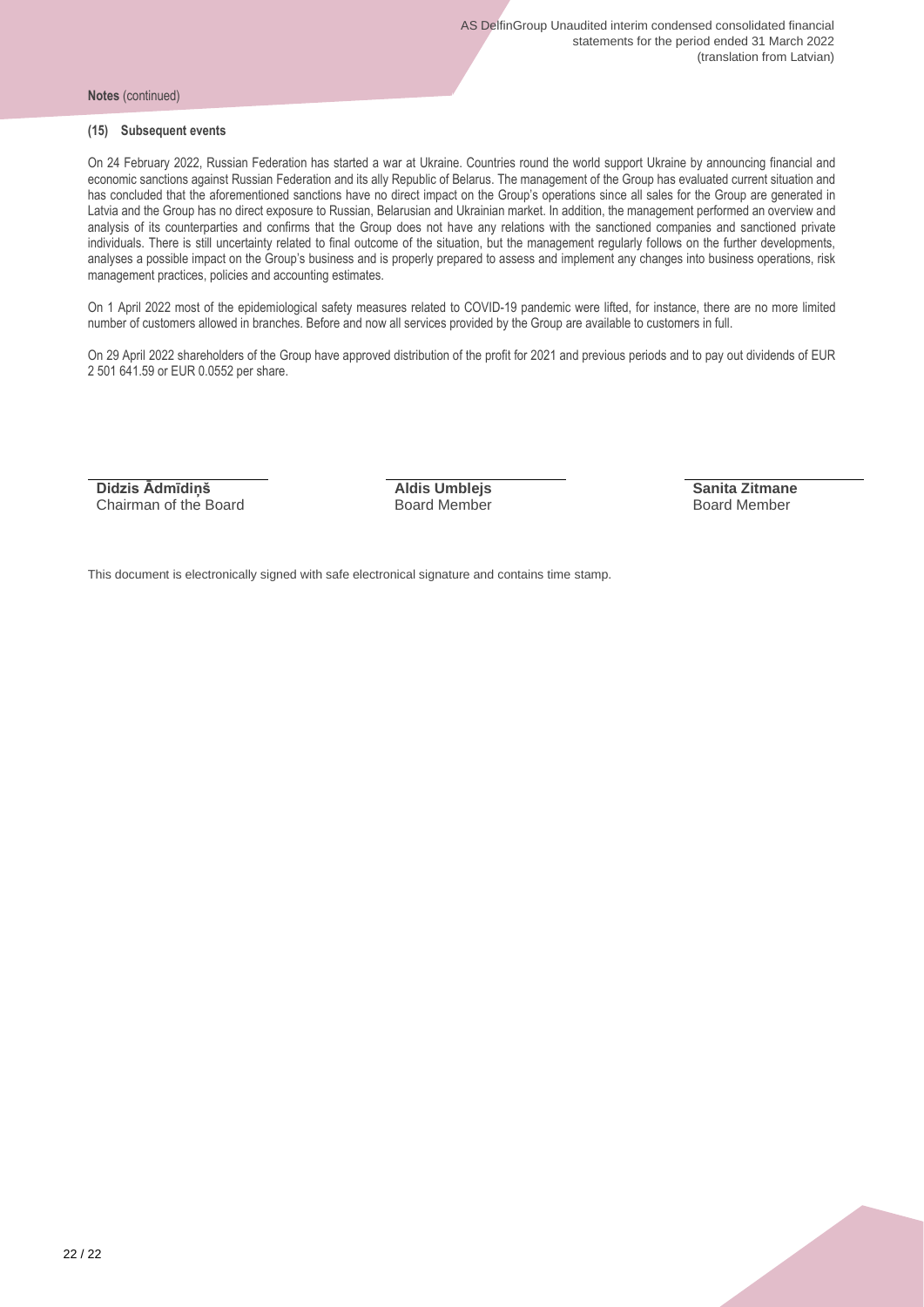**Notes** (continued)

#### (15) Subsequent events

On 24 February 2022, Russian Federation has started a war at Ukraine. Countries round the world support Ukraine by announcing financial and economic sanctions against Russian Federation and its ally Republic of Belarus. The management of the Group has evaluated current situation and has concluded that the aforementioned sanctions have no direct impact on the Group's operations since all sales for the Group are generated in Latvia and the Group has no direct exposure to Russian, Belarusian and Ukrainian market. In addition, the management performed an overview and analysis of its counterparties and confirms that the Group does not have any relations with the sanctioned companies and sanctioned private individuals. There is still uncertainty related to final outcome of the situation, but the management regularly follows on the further developments, analyses a possible impact on the Group's business and is properly prepared to assess and implement any changes into business operations, risk management practices, policies and accounting estimates.

On 1 April 2022 most of the epidemiological safety measures related to COVID-19 pandemic were lifted, for instance, there are no more limited number of customers allowed in branches. Before and now all services provided by the Group are available to customers in full.

On 29 April 2022 shareholders of the Group have approved distribution of the profit for 2021 and previous periods and to pay out dividends of EUR 2 501 641.59 or EUR 0.0552 per share.

| | | |
|---|---|---|
| **Didzis Ādmīdiņš** | **Aldis Umblejs** | **Sanita Zitmane** |
| Chairman of the Board | Board Member | Board Member |

This document is electronically signed with safe electronical signature and contains time stamp.